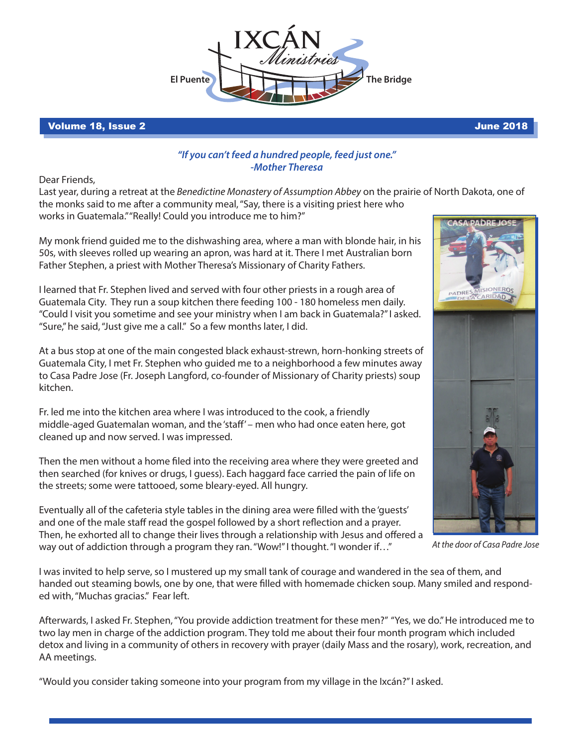# IXCÁN Ministries

El Puente — The Bridge

**Volume 18, Issue 2** — **June 2018**

***"If you can't feed a hundred people, feed just one."***
***-Mother Theresa***

Dear Friends,

Last year, during a retreat at the *Benedictine Monastery of Assumption Abbey* on the prairie of North Dakota, one of the monks said to me after a community meal, "Say, there is a visiting priest here who works in Guatemala." "Really! Could you introduce me to him?"

My monk friend guided me to the dishwashing area, where a man with blonde hair, in his 50s, with sleeves rolled up wearing an apron, was hard at it. There I met Australian born Father Stephen, a priest with Mother Theresa's Missionary of Charity Fathers.

I learned that Fr. Stephen lived and served with four other priests in a rough area of Guatemala City. They run a soup kitchen there feeding 100 - 180 homeless men daily. "Could I visit you sometime and see your ministry when I am back in Guatemala?" I asked. "Sure," he said, "Just give me a call." So a few months later, I did.

At a bus stop at one of the main congested black exhaust-strewn, horn-honking streets of Guatemala City, I met Fr. Stephen who guided me to a neighborhood a few minutes away to Casa Padre Jose (Fr. Joseph Langford, co-founder of Missionary of Charity priests) soup kitchen.

Fr. led me into the kitchen area where I was introduced to the cook, a friendly middle-aged Guatemalan woman, and the 'staff' – men who had once eaten here, got cleaned up and now served. I was impressed.

Then the men without a home filed into the receiving area where they were greeted and then searched (for knives or drugs, I guess). Each haggard face carried the pain of life on the streets; some were tattooed, some bleary-eyed. All hungry.

Eventually all of the cafeteria style tables in the dining area were filled with the 'guests' and one of the male staff read the gospel followed by a short reflection and a prayer. Then, he exhorted all to change their lives through a relationship with Jesus and offered a way out of addiction through a program they ran. "Wow!" I thought. "I wonder if…"

*At the door of Casa Padre Jose*

I was invited to help serve, so I mustered up my small tank of courage and wandered in the sea of them, and handed out steaming bowls, one by one, that were filled with homemade chicken soup. Many smiled and responded with, "Muchas gracias." Fear left.

Afterwards, I asked Fr. Stephen, "You provide addiction treatment for these men?" "Yes, we do." He introduced me to two lay men in charge of the addiction program. They told me about their four month program which included detox and living in a community of others in recovery with prayer (daily Mass and the rosary), work, recreation, and AA meetings.

"Would you consider taking someone into your program from my village in the Ixcán?" I asked.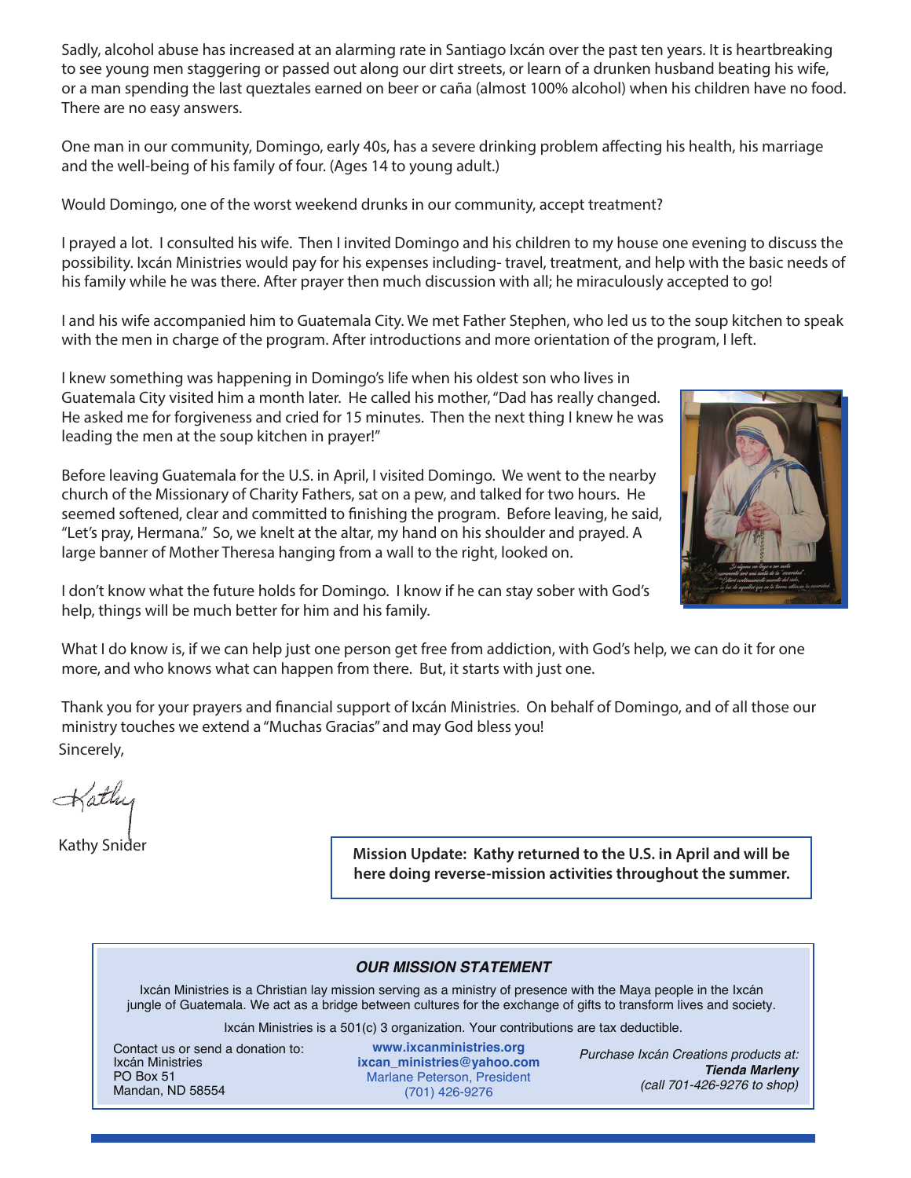Sadly, alcohol abuse has increased at an alarming rate in Santiago Ixcán over the past ten years. It is heartbreaking to see young men staggering or passed out along our dirt streets, or learn of a drunken husband beating his wife, or a man spending the last queztales earned on beer or caña (almost 100% alcohol) when his children have no food. There are no easy answers.

One man in our community, Domingo, early 40s, has a severe drinking problem affecting his health, his marriage and the well-being of his family of four. (Ages 14 to young adult.)

Would Domingo, one of the worst weekend drunks in our community, accept treatment?

I prayed a lot. I consulted his wife. Then I invited Domingo and his children to my house one evening to discuss the possibility. Ixcán Ministries would pay for his expenses including- travel, treatment, and help with the basic needs of his family while he was there. After prayer then much discussion with all; he miraculously accepted to go!

I and his wife accompanied him to Guatemala City. We met Father Stephen, who led us to the soup kitchen to speak with the men in charge of the program. After introductions and more orientation of the program, I left.

I knew something was happening in Domingo's life when his oldest son who lives in Guatemala City visited him a month later. He called his mother, "Dad has really changed. He asked me for forgiveness and cried for 15 minutes. Then the next thing I knew he was leading the men at the soup kitchen in prayer!"

Before leaving Guatemala for the U.S. in April, I visited Domingo. We went to the nearby church of the Missionary of Charity Fathers, sat on a pew, and talked for two hours. He seemed softened, clear and committed to finishing the program. Before leaving, he said, "Let's pray, Hermana." So, we knelt at the altar, my hand on his shoulder and prayed. A large banner of Mother Theresa hanging from a wall to the right, looked on.

I don't know what the future holds for Domingo. I know if he can stay sober with God's help, things will be much better for him and his family.

What I do know is, if we can help just one person get free from addiction, with God's help, we can do it for one more, and who knows what can happen from there. But, it starts with just one.

Thank you for your prayers and financial support of Ixcán Ministries. On behalf of Domingo, and of all those our ministry touches we extend a "Muchas Gracias" and may God bless you!

Sincerely,

Kathy

Kathy Snider

**Mission Update: Kathy returned to the U.S. in April and will be here doing reverse-mission activities throughout the summer.**

### *OUR MISSION STATEMENT*

Ixcán Ministries is a Christian lay mission serving as a ministry of presence with the Maya people in the Ixcán jungle of Guatemala. We act as a bridge between cultures for the exchange of gifts to transform lives and society.

Ixcán Ministries is a 501(c) 3 organization. Your contributions are tax deductible.

Contact us or send a donation to:
Ixcán Ministries
PO Box 51
Mandan, ND 58554

**www.ixcanministries.org**
**ixcan_ministries@yahoo.com**
Marlane Peterson, President
(701) 426-9276

*Purchase Ixcán Creations products at:*
***Tienda Marleny***
*(call 701-426-9276 to shop)*